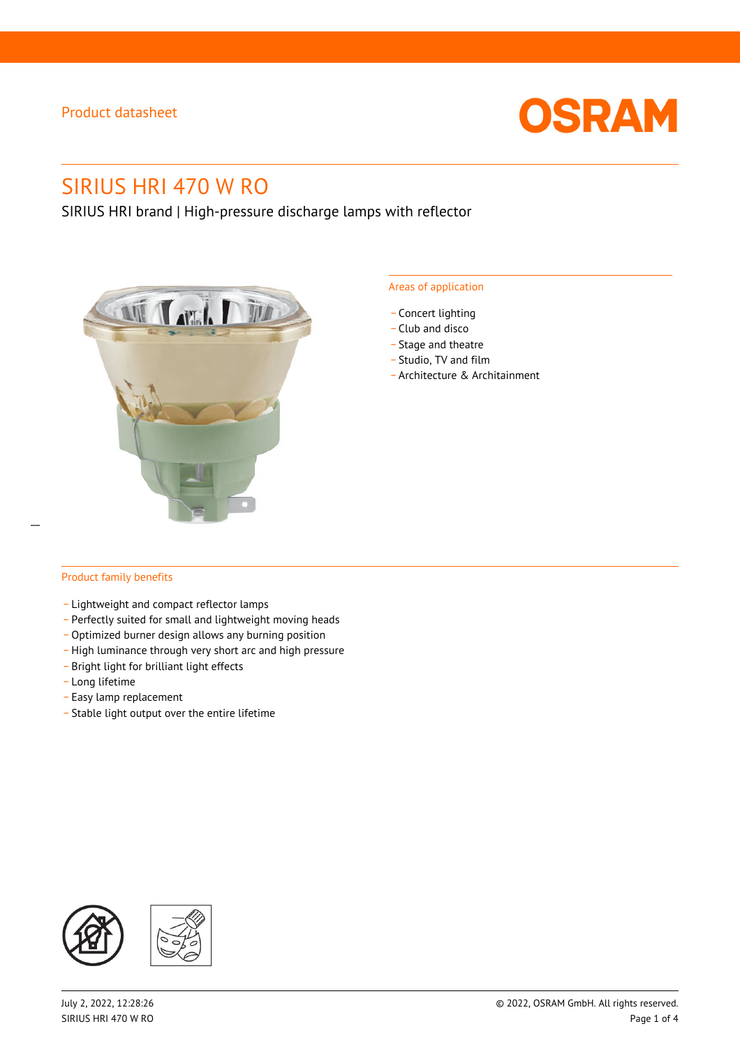Product datasheet

# SIRIUS HRI 470 W RO

SIRIUS HRI brand | High-pressure discharge lamps with reflector

## Areas of application

- Concert lighting
- Club and disco
- Stage and theatre
- Studio, TV and film
- Architecture & Architainment

## Product family benefits

- Lightweight and compact reflector lamps
- Perfectly suited for small and lightweight moving heads
- Optimized burner design allows any burning position
- High luminance through very short arc and high pressure
- Bright light for brilliant light effects
- Long lifetime
- Easy lamp replacement
- Stable light output over the entire lifetime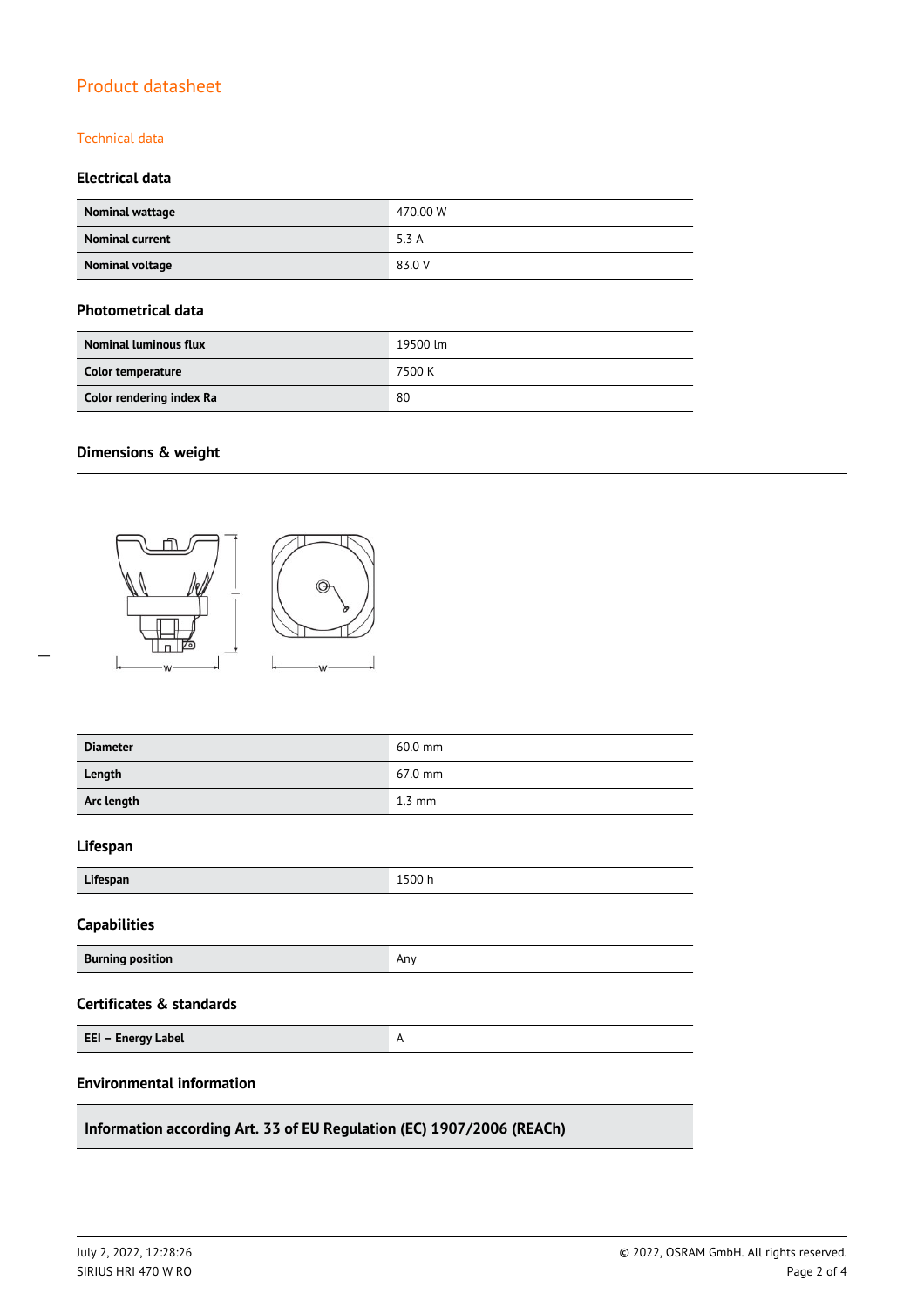## Product datasheet

### Technical data

#### Electrical data

| | |
|---|---|
| **Nominal wattage** | 470.00 W |
| **Nominal current** | 5.3 A |
| **Nominal voltage** | 83.0 V |

#### Photometrical data

| | |
|---|---|
| **Nominal luminous flux** | 19500 lm |
| **Color temperature** | 7500 K |
| **Color rendering index Ra** | 80 |

#### Dimensions & weight

| | |
|---|---|
| **Diameter** | 60.0 mm |
| **Length** | 67.0 mm |
| **Arc length** | 1.3 mm |

#### Lifespan

| | |
|---|---|
| **Lifespan** | 1500 h |

#### Capabilities

| | |
|---|---|
| **Burning position** | Any |

#### Certificates & standards

| | |
|---|---|
| **EEI – Energy Label** | A |

#### Environmental information

**Information according Art. 33 of EU Regulation (EC) 1907/2006 (REACh)**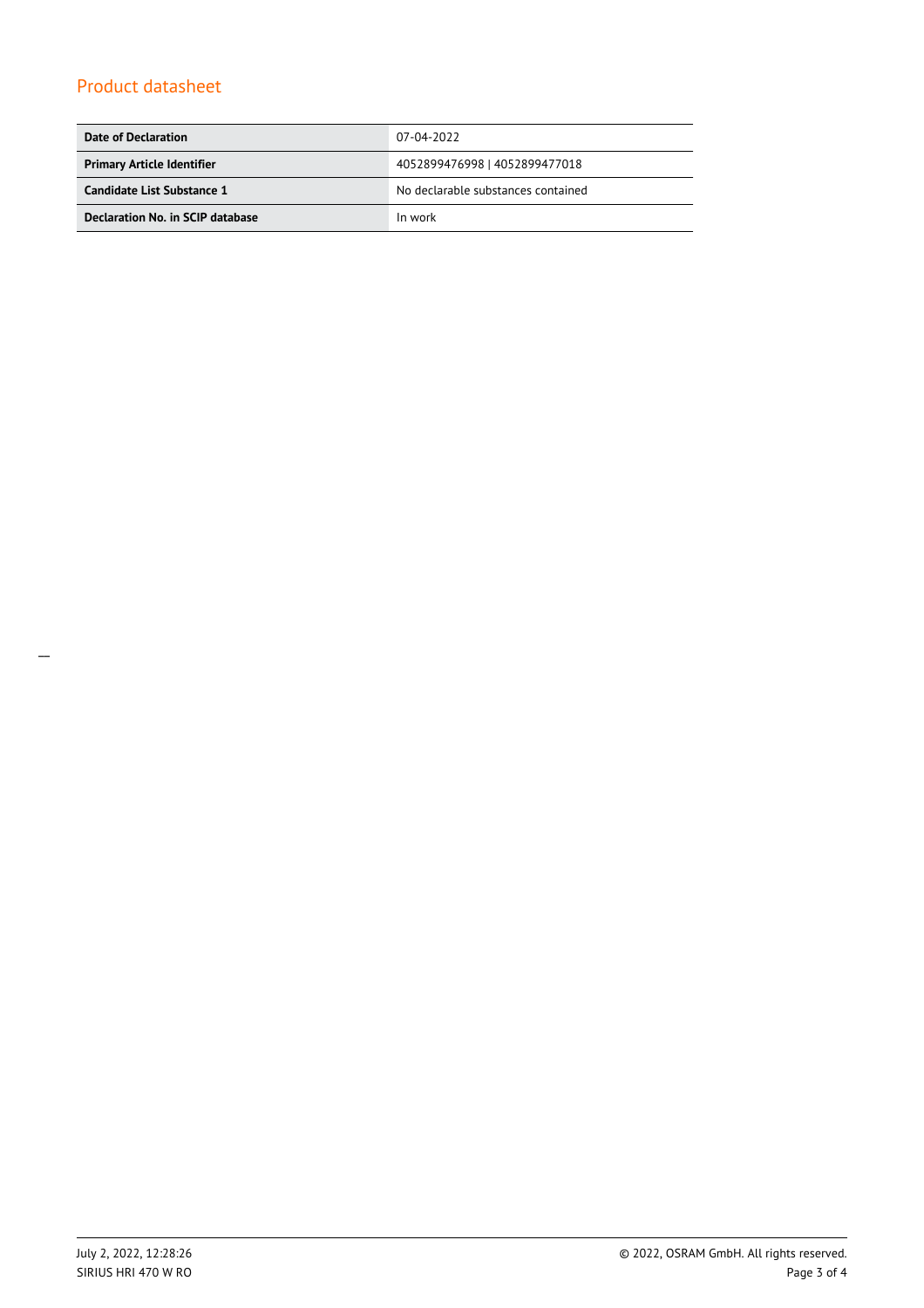## Product datasheet

| | |
|---|---|
| **Date of Declaration** | 07-04-2022 |
| **Primary Article Identifier** | 4052899476998 \| 4052899477018 |
| **Candidate List Substance 1** | No declarable substances contained |
| **Declaration No. in SCIP database** | In work |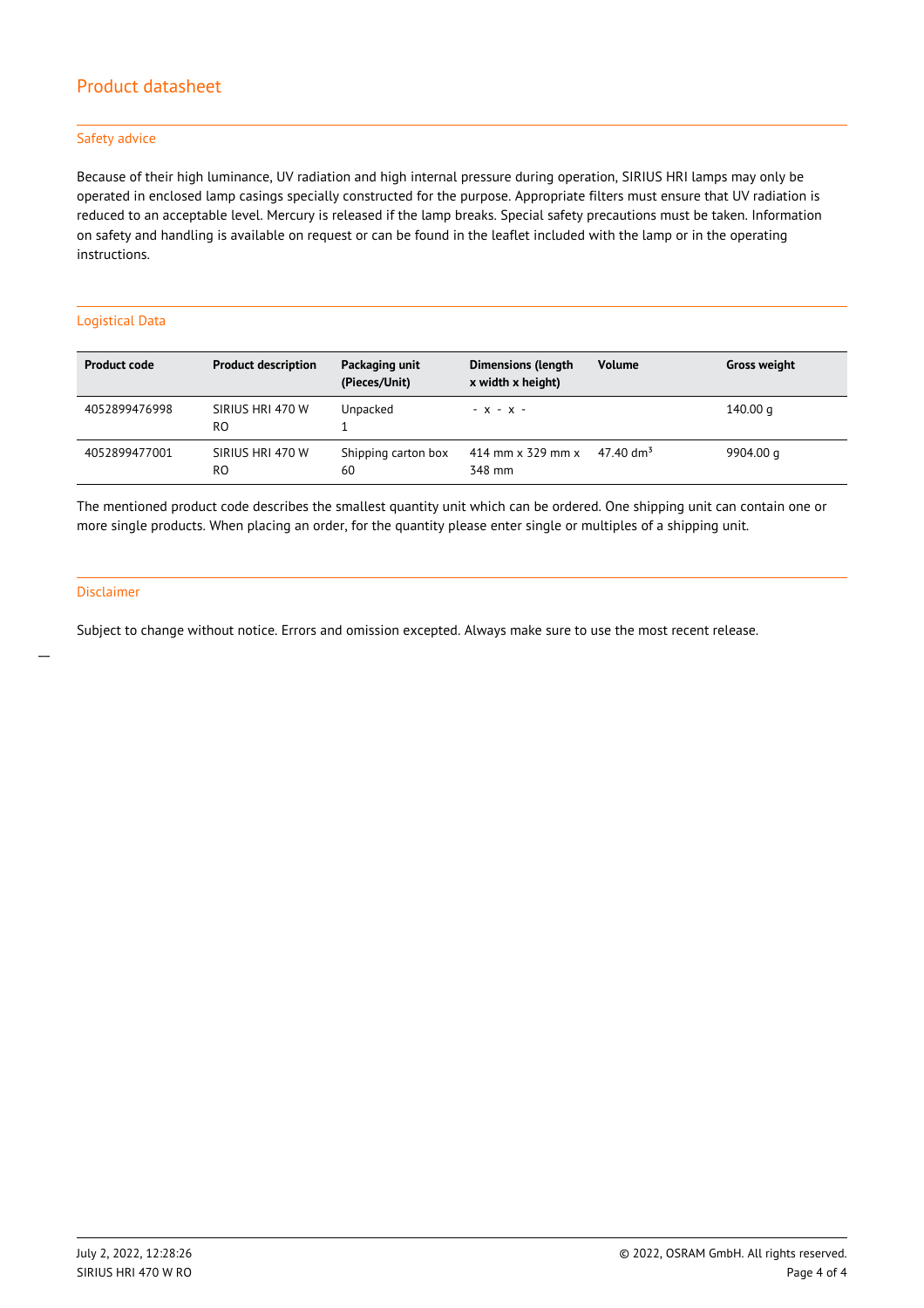# Product datasheet

## Safety advice

Because of their high luminance, UV radiation and high internal pressure during operation, SIRIUS HRI lamps may only be operated in enclosed lamp casings specially constructed for the purpose. Appropriate filters must ensure that UV radiation is reduced to an acceptable level. Mercury is released if the lamp breaks. Special safety precautions must be taken. Information on safety and handling is available on request or can be found in the leaflet included with the lamp or in the operating instructions.

## Logistical Data

| Product code | Product description | Packaging unit (Pieces/Unit) | Dimensions (length x width x height) | Volume | Gross weight |
|---|---|---|---|---|---|
| 4052899476998 | SIRIUS HRI 470 W RO | Unpacked 1 | - x - x - | | 140.00 g |
| 4052899477001 | SIRIUS HRI 470 W RO | Shipping carton box 60 | 414 mm x 329 mm x 348 mm | 47.40 $dm^3$ | 9904.00 g |

The mentioned product code describes the smallest quantity unit which can be ordered. One shipping unit can contain one or more single products. When placing an order, for the quantity please enter single or multiples of a shipping unit.

## Disclaimer

Subject to change without notice. Errors and omission excepted. Always make sure to use the most recent release.